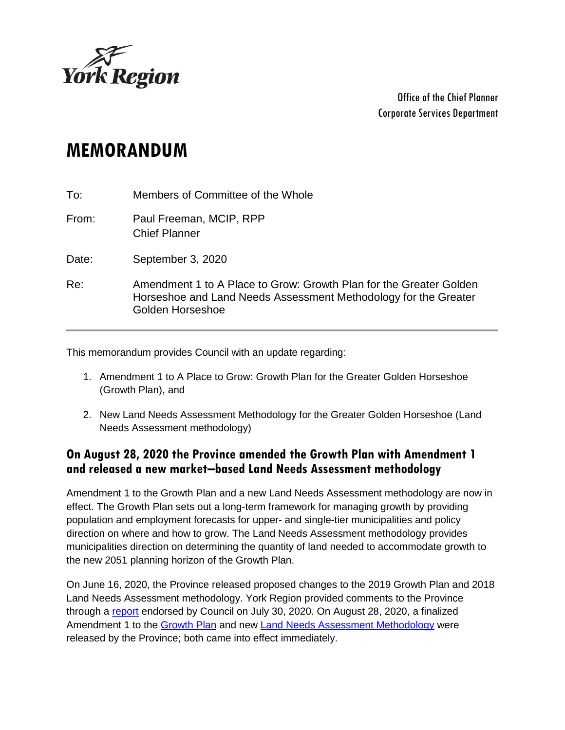York Region

Office of the Chief Planner
Corporate Services Department

# MEMORANDUM

To: Members of Committee of the Whole

From: Paul Freeman, MCIP, RPP
Chief Planner

Date: September 3, 2020

Re: Amendment 1 to A Place to Grow: Growth Plan for the Greater Golden Horseshoe and Land Needs Assessment Methodology for the Greater Golden Horseshoe

---

This memorandum provides Council with an update regarding:

1. Amendment 1 to A Place to Grow: Growth Plan for the Greater Golden Horseshoe (Growth Plan), and
2. New Land Needs Assessment Methodology for the Greater Golden Horseshoe (Land Needs Assessment methodology)

## On August 28, 2020 the Province amended the Growth Plan with Amendment 1 and released a new market–based Land Needs Assessment methodology

Amendment 1 to the Growth Plan and a new Land Needs Assessment methodology are now in effect. The Growth Plan sets out a long-term framework for managing growth by providing population and employment forecasts for upper- and single-tier municipalities and policy direction on where and how to grow. The Land Needs Assessment methodology provides municipalities direction on determining the quantity of land needed to accommodate growth to the new 2051 planning horizon of the Growth Plan.

On June 16, 2020, the Province released proposed changes to the 2019 Growth Plan and 2018 Land Needs Assessment methodology. York Region provided comments to the Province through a report endorsed by Council on July 30, 2020. On August 28, 2020, a finalized Amendment 1 to the Growth Plan and new Land Needs Assessment Methodology were released by the Province; both came into effect immediately.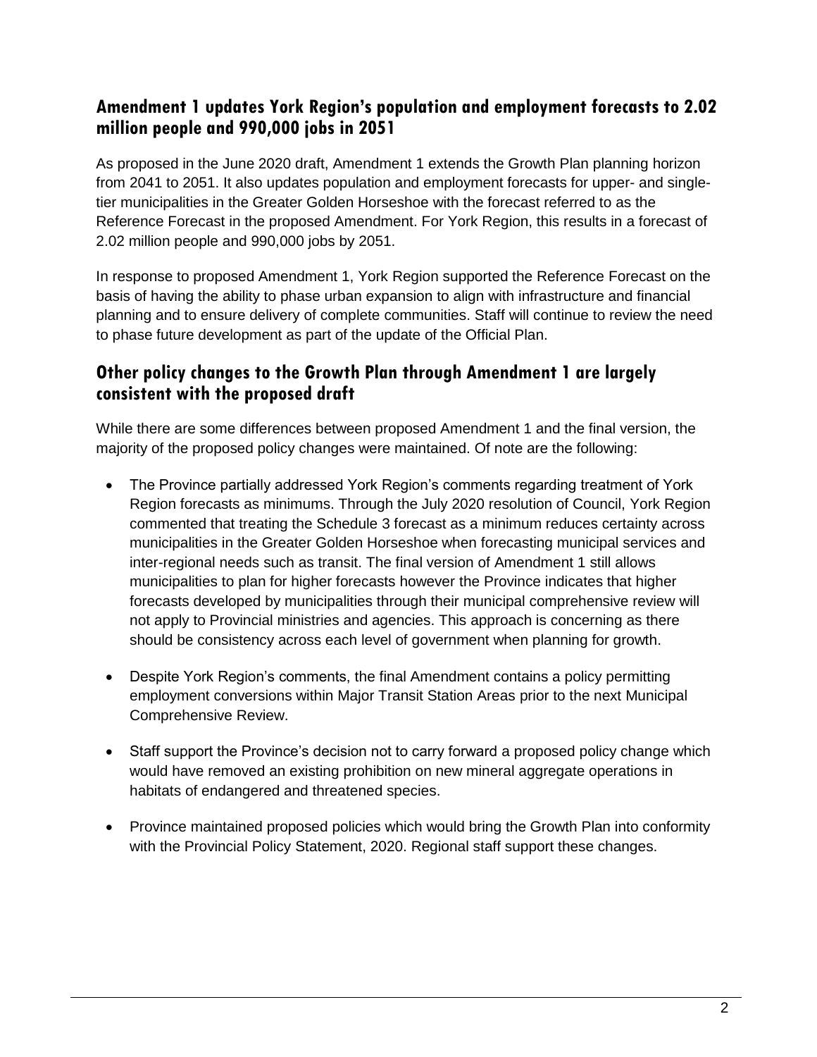## Amendment 1 updates York Region's population and employment forecasts to 2.02 million people and 990,000 jobs in 2051

As proposed in the June 2020 draft, Amendment 1 extends the Growth Plan planning horizon from 2041 to 2051. It also updates population and employment forecasts for upper- and single-tier municipalities in the Greater Golden Horseshoe with the forecast referred to as the Reference Forecast in the proposed Amendment. For York Region, this results in a forecast of 2.02 million people and 990,000 jobs by 2051.

In response to proposed Amendment 1, York Region supported the Reference Forecast on the basis of having the ability to phase urban expansion to align with infrastructure and financial planning and to ensure delivery of complete communities. Staff will continue to review the need to phase future development as part of the update of the Official Plan.

## Other policy changes to the Growth Plan through Amendment 1 are largely consistent with the proposed draft

While there are some differences between proposed Amendment 1 and the final version, the majority of the proposed policy changes were maintained. Of note are the following:

- The Province partially addressed York Region's comments regarding treatment of York Region forecasts as minimums. Through the July 2020 resolution of Council, York Region commented that treating the Schedule 3 forecast as a minimum reduces certainty across municipalities in the Greater Golden Horseshoe when forecasting municipal services and inter-regional needs such as transit. The final version of Amendment 1 still allows municipalities to plan for higher forecasts however the Province indicates that higher forecasts developed by municipalities through their municipal comprehensive review will not apply to Provincial ministries and agencies. This approach is concerning as there should be consistency across each level of government when planning for growth.

- Despite York Region's comments, the final Amendment contains a policy permitting employment conversions within Major Transit Station Areas prior to the next Municipal Comprehensive Review.

- Staff support the Province's decision not to carry forward a proposed policy change which would have removed an existing prohibition on new mineral aggregate operations in habitats of endangered and threatened species.

- Province maintained proposed policies which would bring the Growth Plan into conformity with the Provincial Policy Statement, 2020. Regional staff support these changes.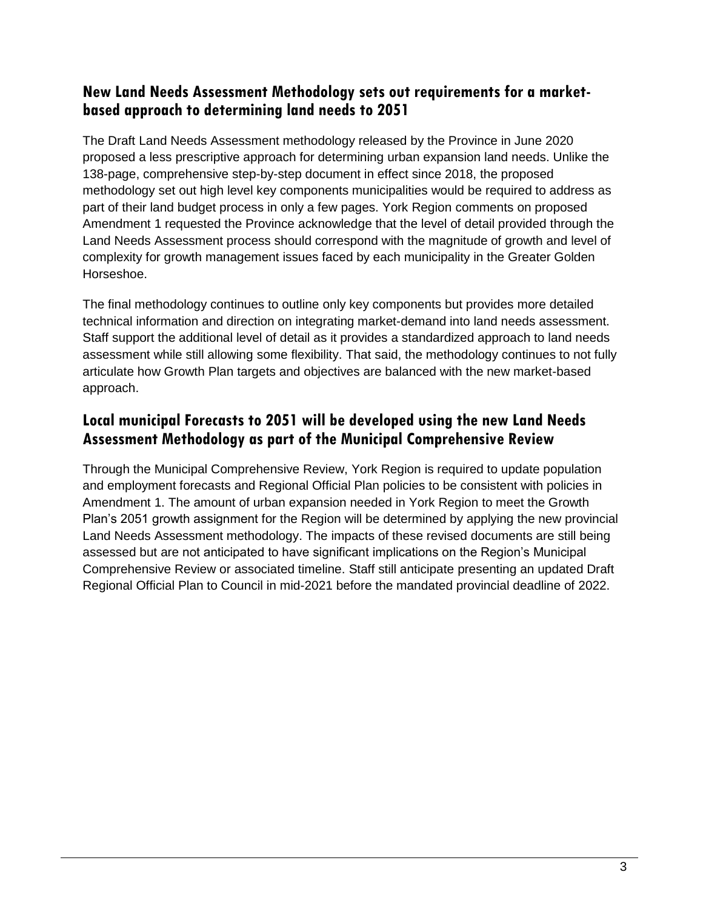## New Land Needs Assessment Methodology sets out requirements for a market-based approach to determining land needs to 2051

The Draft Land Needs Assessment methodology released by the Province in June 2020 proposed a less prescriptive approach for determining urban expansion land needs. Unlike the 138-page, comprehensive step-by-step document in effect since 2018, the proposed methodology set out high level key components municipalities would be required to address as part of their land budget process in only a few pages. York Region comments on proposed Amendment 1 requested the Province acknowledge that the level of detail provided through the Land Needs Assessment process should correspond with the magnitude of growth and level of complexity for growth management issues faced by each municipality in the Greater Golden Horseshoe.

The final methodology continues to outline only key components but provides more detailed technical information and direction on integrating market-demand into land needs assessment. Staff support the additional level of detail as it provides a standardized approach to land needs assessment while still allowing some flexibility. That said, the methodology continues to not fully articulate how Growth Plan targets and objectives are balanced with the new market-based approach.

## Local municipal Forecasts to 2051 will be developed using the new Land Needs Assessment Methodology as part of the Municipal Comprehensive Review

Through the Municipal Comprehensive Review, York Region is required to update population and employment forecasts and Regional Official Plan policies to be consistent with policies in Amendment 1. The amount of urban expansion needed in York Region to meet the Growth Plan's 2051 growth assignment for the Region will be determined by applying the new provincial Land Needs Assessment methodology. The impacts of these revised documents are still being assessed but are not anticipated to have significant implications on the Region's Municipal Comprehensive Review or associated timeline. Staff still anticipate presenting an updated Draft Regional Official Plan to Council in mid-2021 before the mandated provincial deadline of 2022.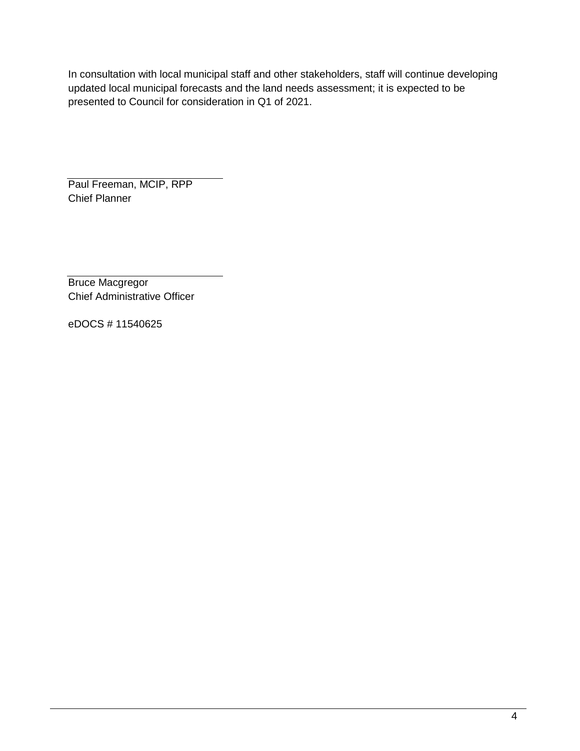In consultation with local municipal staff and other stakeholders, staff will continue developing updated local municipal forecasts and the land needs assessment; it is expected to be presented to Council for consideration in Q1 of 2021.

Paul Freeman, MCIP, RPP
Chief Planner

Bruce Macgregor
Chief Administrative Officer

eDOCS # 11540625